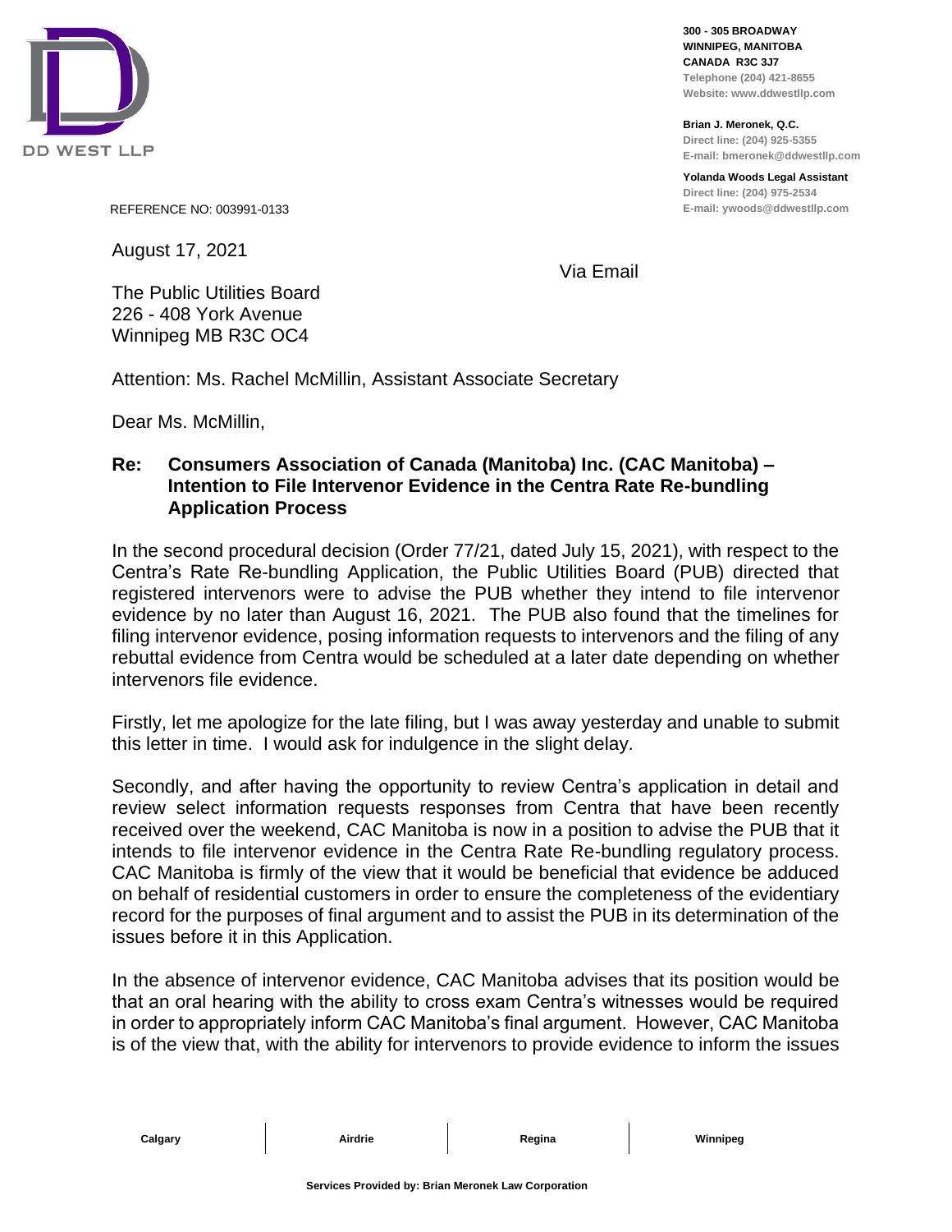DD WEST LLP

**300 - 305 BROADWAY**
**WINNIPEG, MANITOBA**
**CANADA R3C 3J7**
**Telephone (204) 421-8655**
**Website: www.ddwestllp.com**

**Brian J. Meronek, Q.C.**
**Direct line: (204) 925-5355**
**E-mail: bmeronek@ddwestllp.com**

**Yolanda Woods Legal Assistant**
**Direct line: (204) 975-2534**
**E-mail: ywoods@ddwestllp.com**

REFERENCE NO: 003991-0133

August 17, 2021

Via Email

The Public Utilities Board
226 - 408 York Avenue
Winnipeg MB R3C OC4

Attention: Ms. Rachel McMillin, Assistant Associate Secretary

Dear Ms. McMillin,

**Re: Consumers Association of Canada (Manitoba) Inc. (CAC Manitoba) – Intention to File Intervenor Evidence in the Centra Rate Re-bundling Application Process**

In the second procedural decision (Order 77/21, dated July 15, 2021), with respect to the Centra's Rate Re-bundling Application, the Public Utilities Board (PUB) directed that registered intervenors were to advise the PUB whether they intend to file intervenor evidence by no later than August 16, 2021. The PUB also found that the timelines for filing intervenor evidence, posing information requests to intervenors and the filing of any rebuttal evidence from Centra would be scheduled at a later date depending on whether intervenors file evidence.

Firstly, let me apologize for the late filing, but I was away yesterday and unable to submit this letter in time. I would ask for indulgence in the slight delay.

Secondly, and after having the opportunity to review Centra's application in detail and review select information requests responses from Centra that have been recently received over the weekend, CAC Manitoba is now in a position to advise the PUB that it intends to file intervenor evidence in the Centra Rate Re-bundling regulatory process. CAC Manitoba is firmly of the view that it would be beneficial that evidence be adduced on behalf of residential customers in order to ensure the completeness of the evidentiary record for the purposes of final argument and to assist the PUB in its determination of the issues before it in this Application.

In the absence of intervenor evidence, CAC Manitoba advises that its position would be that an oral hearing with the ability to cross exam Centra's witnesses would be required in order to appropriately inform CAC Manitoba's final argument. However, CAC Manitoba is of the view that, with the ability for intervenors to provide evidence to inform the issues

Calgary | Airdrie | Regina | Winnipeg

Services Provided by: Brian Meronek Law Corporation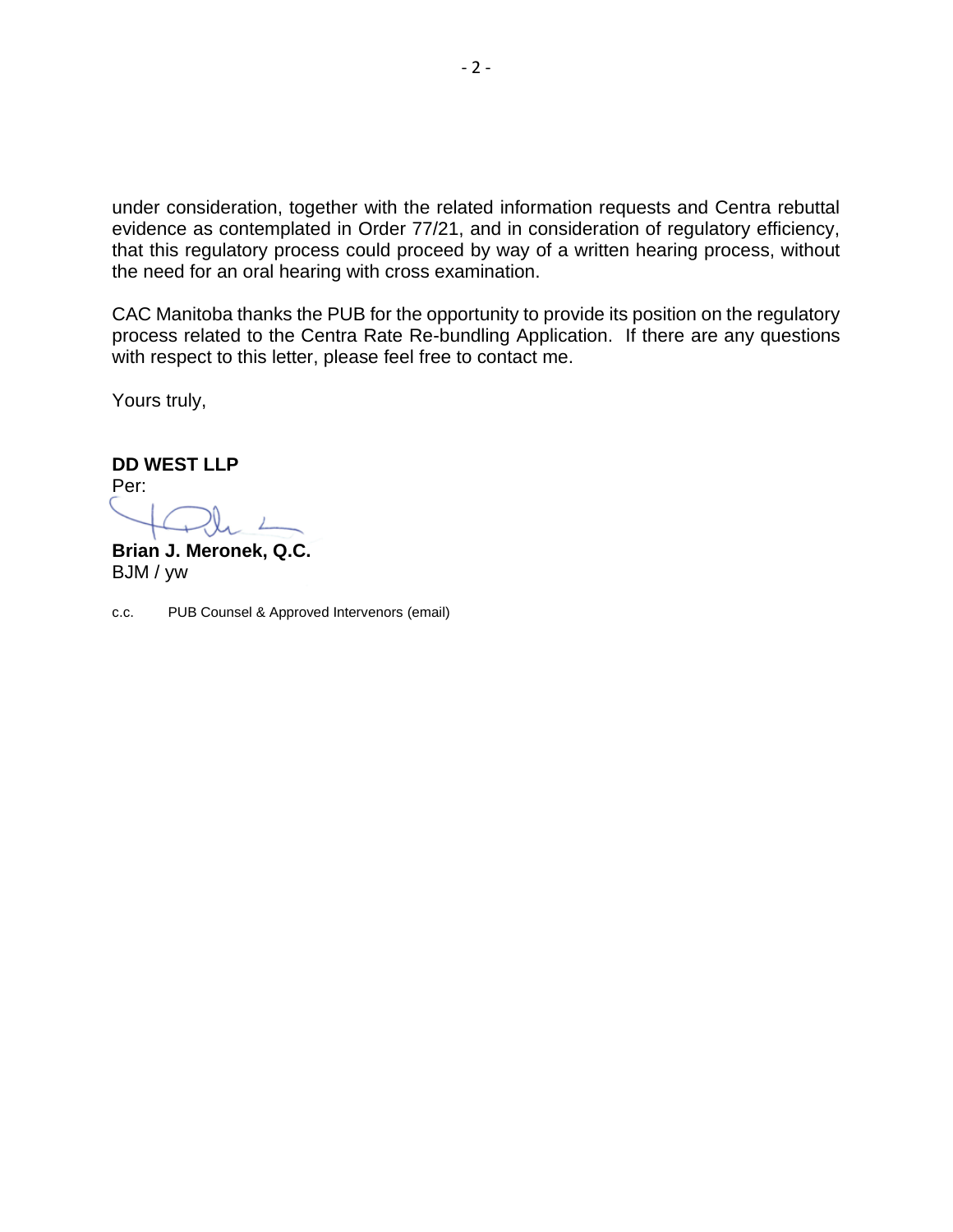under consideration, together with the related information requests and Centra rebuttal evidence as contemplated in Order 77/21, and in consideration of regulatory efficiency, that this regulatory process could proceed by way of a written hearing process, without the need for an oral hearing with cross examination.

CAC Manitoba thanks the PUB for the opportunity to provide its position on the regulatory process related to the Centra Rate Re-bundling Application. If there are any questions with respect to this letter, please feel free to contact me.

Yours truly,

**DD WEST LLP**
Per:

**Brian J. Meronek, Q.C.**
BJM / yw

c.c. PUB Counsel & Approved Intervenors (email)